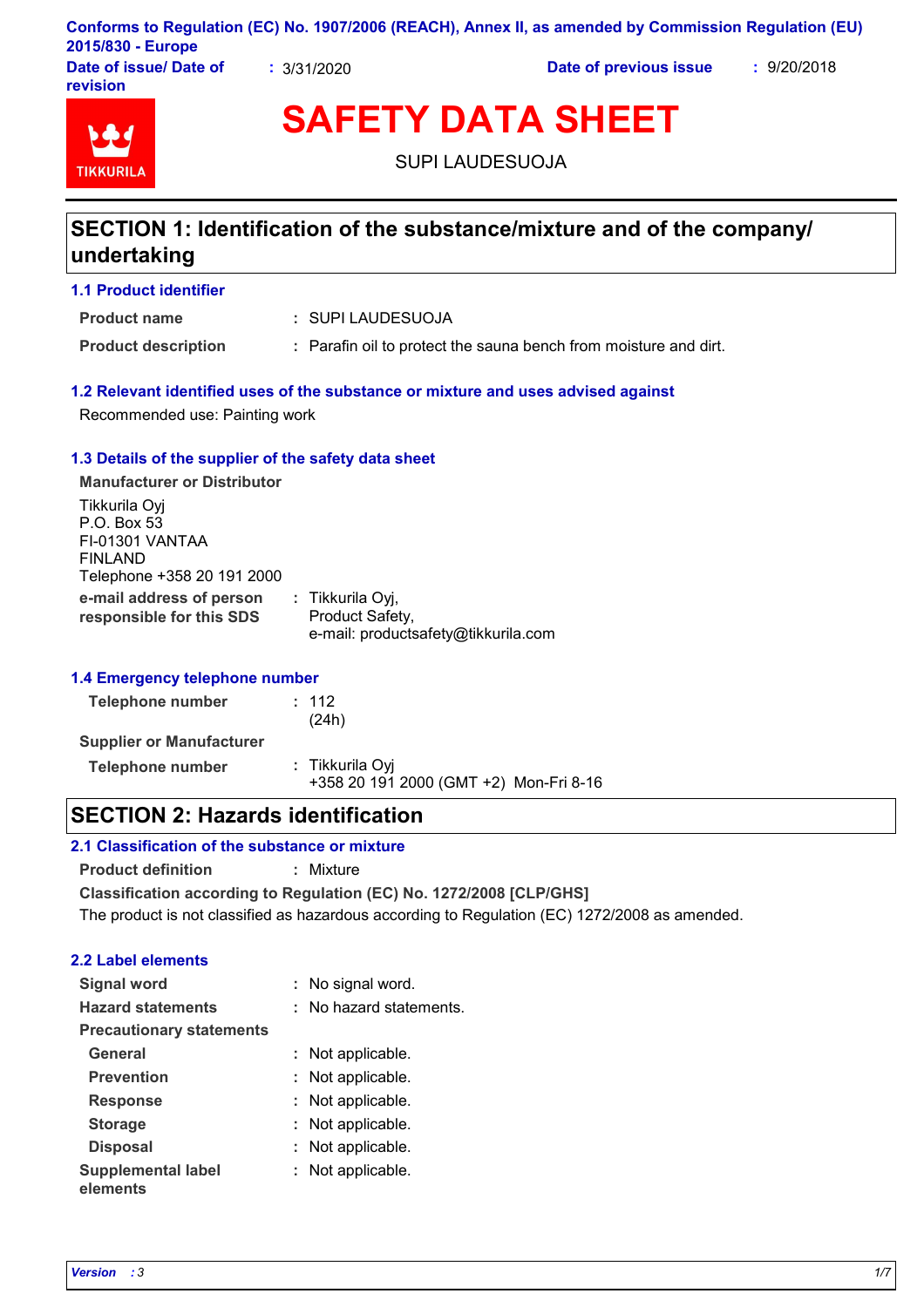Conforms to Regulation (EC) No. 1907/2006 (REACH), Annex II, as amended by Commission Regulation (EU) 2015/830 - Europe

**Date of issue/ Date of revision** : 3/31/2020 **Date of previous issue** : 9/20/2018

# SAFETY DATA SHEET

SUPI LAUDESUOJA

## SECTION 1: Identification of the substance/mixture and of the company/ undertaking

### 1.1 Product identifier

**Product name** : SUPI LAUDESUOJA

**Product description** : Parafin oil to protect the sauna bench from moisture and dirt.

### 1.2 Relevant identified uses of the substance or mixture and uses advised against

Recommended use: Painting work

### 1.3 Details of the supplier of the safety data sheet

**Manufacturer or Distributor**

Tikkurila Oyj
P.O. Box 53
FI-01301 VANTAA
FINLAND
Telephone +358 20 191 2000

**e-mail address of person responsible for this SDS** : Tikkurila Oyj, Product Safety, e-mail: productsafety@tikkurila.com

### 1.4 Emergency telephone number

**Telephone number** : 112 (24h)

**Supplier or Manufacturer**

**Telephone number** : Tikkurila Oyj +358 20 191 2000 (GMT +2) Mon-Fri 8-16

## SECTION 2: Hazards identification

### 2.1 Classification of the substance or mixture

**Product definition** : Mixture

**Classification according to Regulation (EC) No. 1272/2008 [CLP/GHS]**

The product is not classified as hazardous according to Regulation (EC) 1272/2008 as amended.

### 2.2 Label elements

**Signal word** : No signal word.

**Hazard statements** : No hazard statements.

**Precautionary statements**

**General** : Not applicable.

**Prevention** : Not applicable.

**Response** : Not applicable.

**Storage** : Not applicable.

**Disposal** : Not applicable.

**Supplemental label elements** : Not applicable.

*Version* : 3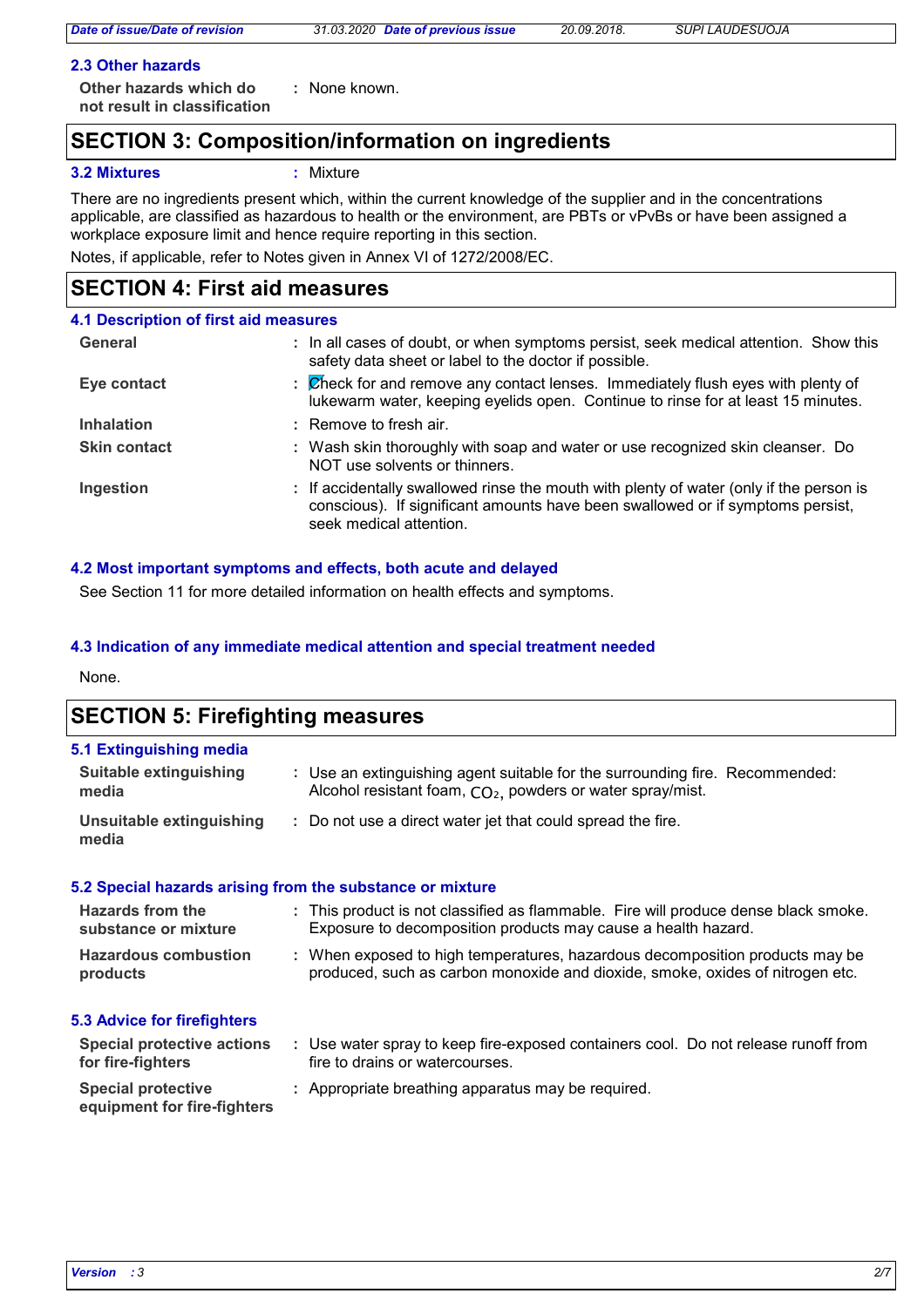### 2.3 Other hazards

**Other hazards which do not result in classification** : None known.

## SECTION 3: Composition/information on ingredients

**3.2 Mixtures** : Mixture

There are no ingredients present which, within the current knowledge of the supplier and in the concentrations applicable, are classified as hazardous to health or the environment, are PBTs or vPvBs or have been assigned a workplace exposure limit and hence require reporting in this section.

Notes, if applicable, refer to Notes given in Annex VI of 1272/2008/EC.

## SECTION 4: First aid measures

### 4.1 Description of first aid measures

**General** : In all cases of doubt, or when symptoms persist, seek medical attention. Show this safety data sheet or label to the doctor if possible.

**Eye contact** : Check for and remove any contact lenses. Immediately flush eyes with plenty of lukewarm water, keeping eyelids open. Continue to rinse for at least 15 minutes.

**Inhalation** : Remove to fresh air.

**Skin contact** : Wash skin thoroughly with soap and water or use recognized skin cleanser. Do NOT use solvents or thinners.

**Ingestion** : If accidentally swallowed rinse the mouth with plenty of water (only if the person is conscious). If significant amounts have been swallowed or if symptoms persist, seek medical attention.

### 4.2 Most important symptoms and effects, both acute and delayed

See Section 11 for more detailed information on health effects and symptoms.

### 4.3 Indication of any immediate medical attention and special treatment needed

None.

## SECTION 5: Firefighting measures

### 5.1 Extinguishing media

**Suitable extinguishing media** : Use an extinguishing agent suitable for the surrounding fire. Recommended: Alcohol resistant foam, $CO_2$, powders or water spray/mist.

**Unsuitable extinguishing media** : Do not use a direct water jet that could spread the fire.

### 5.2 Special hazards arising from the substance or mixture

**Hazards from the substance or mixture** : This product is not classified as flammable. Fire will produce dense black smoke. Exposure to decomposition products may cause a health hazard.

**Hazardous combustion products** : When exposed to high temperatures, hazardous decomposition products may be produced, such as carbon monoxide and dioxide, smoke, oxides of nitrogen etc.

### 5.3 Advice for firefighters

**Special protective actions for fire-fighters** : Use water spray to keep fire-exposed containers cool. Do not release runoff from fire to drains or watercourses.

**Special protective equipment for fire-fighters** : Appropriate breathing apparatus may be required.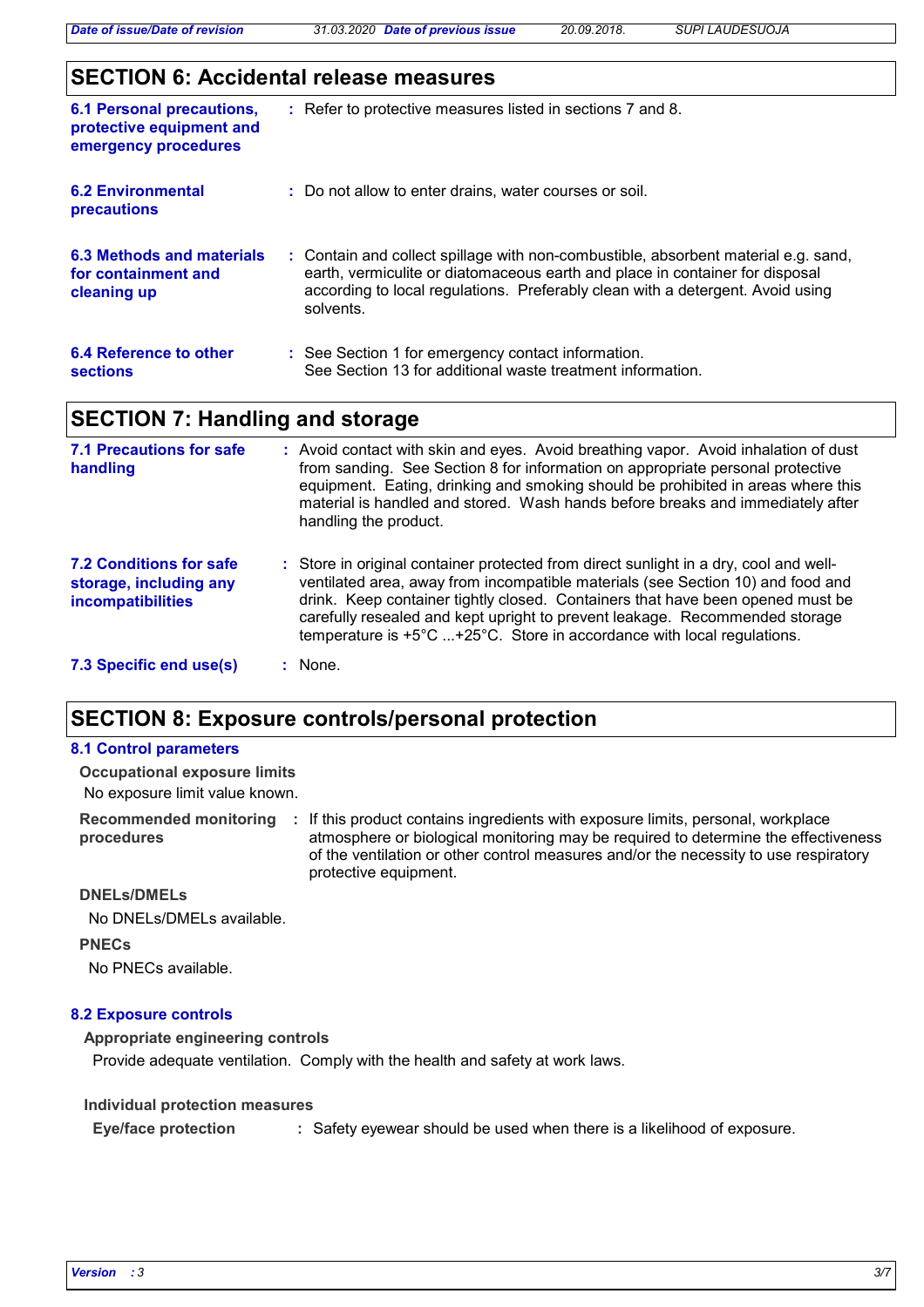## SECTION 6: Accidental release measures

**6.1 Personal precautions, protective equipment and emergency procedures** : Refer to protective measures listed in sections 7 and 8.

**6.2 Environmental precautions** : Do not allow to enter drains, water courses or soil.

**6.3 Methods and materials for containment and cleaning up** : Contain and collect spillage with non-combustible, absorbent material e.g. sand, earth, vermiculite or diatomaceous earth and place in container for disposal according to local regulations. Preferably clean with a detergent. Avoid using solvents.

**6.4 Reference to other sections** : See Section 1 for emergency contact information.
See Section 13 for additional waste treatment information.

## SECTION 7: Handling and storage

**7.1 Precautions for safe handling** : Avoid contact with skin and eyes. Avoid breathing vapor. Avoid inhalation of dust from sanding. See Section 8 for information on appropriate personal protective equipment. Eating, drinking and smoking should be prohibited in areas where this material is handled and stored. Wash hands before breaks and immediately after handling the product.

**7.2 Conditions for safe storage, including any incompatibilities** : Store in original container protected from direct sunlight in a dry, cool and well-ventilated area, away from incompatible materials (see Section 10) and food and drink. Keep container tightly closed. Containers that have been opened must be carefully resealed and kept upright to prevent leakage. Recommended storage temperature is +5°C ...+25°C. Store in accordance with local regulations.

**7.3 Specific end use(s)** : None.

## SECTION 8: Exposure controls/personal protection

### 8.1 Control parameters

**Occupational exposure limits**

No exposure limit value known.

**Recommended monitoring procedures** : If this product contains ingredients with exposure limits, personal, workplace atmosphere or biological monitoring may be required to determine the effectiveness of the ventilation or other control measures and/or the necessity to use respiratory protective equipment.

**DNELs/DMELs**

No DNELs/DMELs available.

**PNECs**

No PNECs available.

### 8.2 Exposure controls

**Appropriate engineering controls**

Provide adequate ventilation. Comply with the health and safety at work laws.

**Individual protection measures**

**Eye/face protection** : Safety eyewear should be used when there is a likelihood of exposure.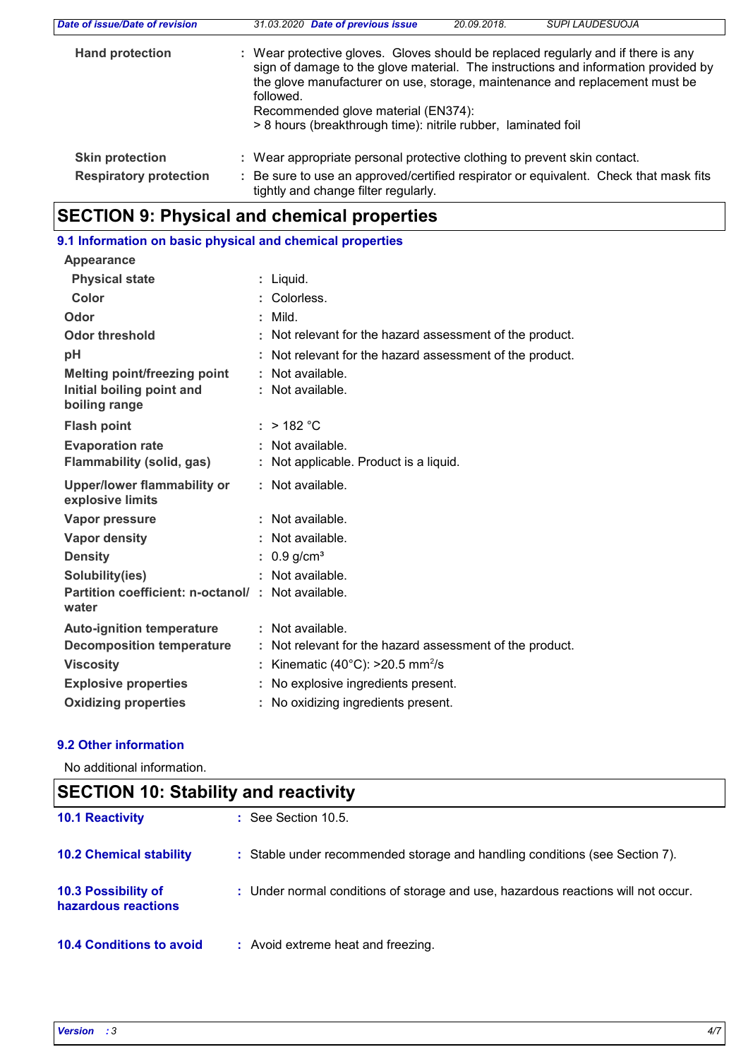**Hand protection** : Wear protective gloves. Gloves should be replaced regularly and if there is any sign of damage to the glove material. The instructions and information provided by the glove manufacturer on use, storage, maintenance and replacement must be followed.
Recommended glove material (EN374):
> 8 hours (breakthrough time): nitrile rubber, laminated foil

**Skin protection** : Wear appropriate personal protective clothing to prevent skin contact.

**Respiratory protection** : Be sure to use an approved/certified respirator or equivalent. Check that mask fits tightly and change filter regularly.

## SECTION 9: Physical and chemical properties

### 9.1 Information on basic physical and chemical properties

**Appearance**

| | |
|---|---|
| **Physical state** | : Liquid. |
| **Color** | : Colorless. |
| **Odor** | : Mild. |
| **Odor threshold** | : Not relevant for the hazard assessment of the product. |
| **pH** | : Not relevant for the hazard assessment of the product. |
| **Melting point/freezing point** | : Not available. |
| **Initial boiling point and boiling range** | : Not available. |
| **Flash point** | : > 182 °C |
| **Evaporation rate** | : Not available. |
| **Flammability (solid, gas)** | : Not applicable. Product is a liquid. |
| **Upper/lower flammability or explosive limits** | : Not available. |
| **Vapor pressure** | : Not available. |
| **Vapor density** | : Not available. |
| **Density** | : 0.9 g/cm³ |
| **Solubility(ies)** | : Not available. |
| **Partition coefficient: n-octanol/ water** | : Not available. |
| **Auto-ignition temperature** | : Not available. |
| **Decomposition temperature** | : Not relevant for the hazard assessment of the product. |
| **Viscosity** | : Kinematic (40°C): >20.5 $mm^2/s$ |
| **Explosive properties** | : No explosive ingredients present. |
| **Oxidizing properties** | : No oxidizing ingredients present. |

### 9.2 Other information

No additional information.

## SECTION 10: Stability and reactivity

**10.1 Reactivity** : See Section 10.5.

**10.2 Chemical stability** : Stable under recommended storage and handling conditions (see Section 7).

**10.3 Possibility of hazardous reactions** : Under normal conditions of storage and use, hazardous reactions will not occur.

**10.4 Conditions to avoid** : Avoid extreme heat and freezing.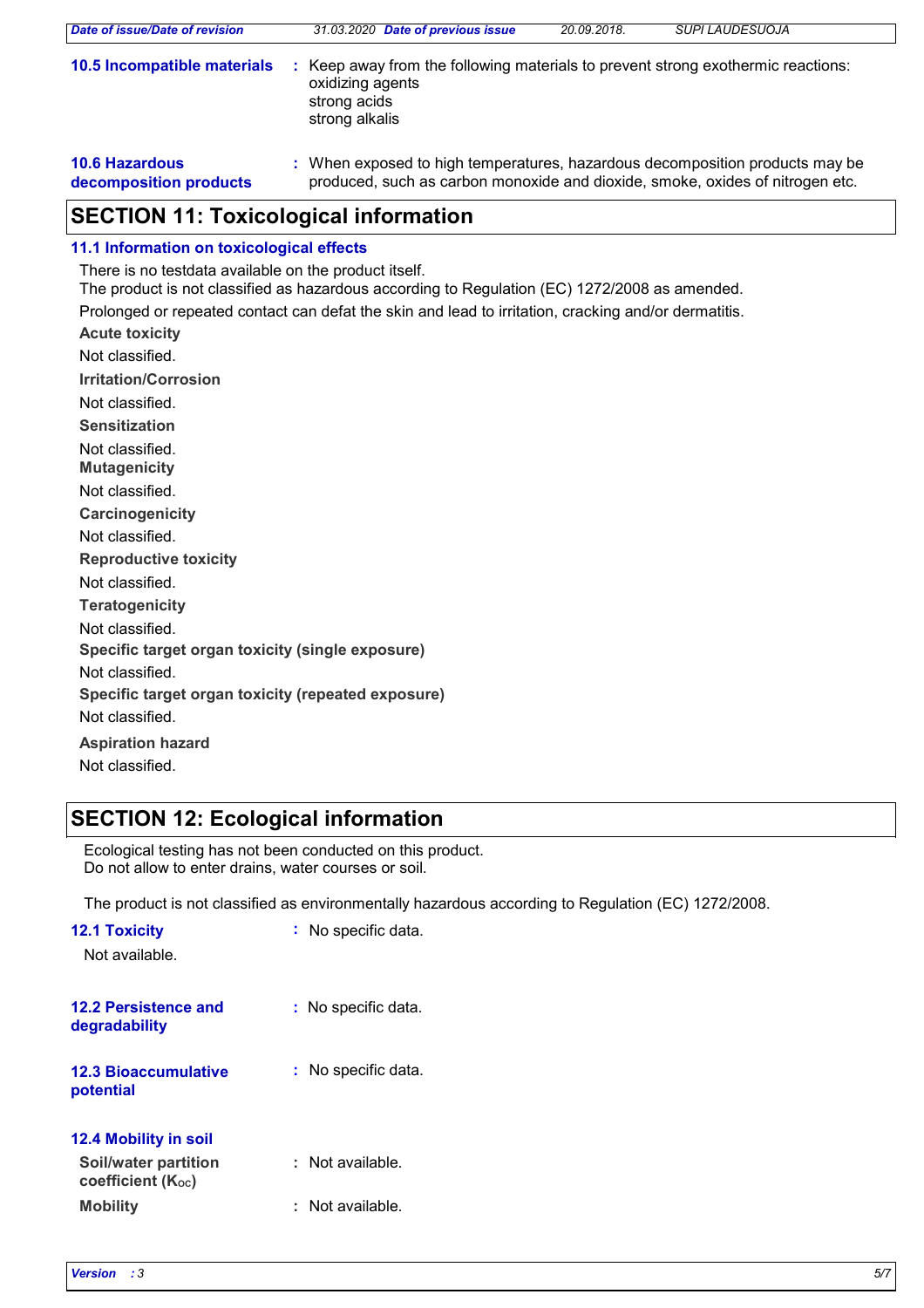**10.5 Incompatible materials** : Keep away from the following materials to prevent strong exothermic reactions:
oxidizing agents
strong acids
strong alkalis

**10.6 Hazardous decomposition products** : When exposed to high temperatures, hazardous decomposition products may be produced, such as carbon monoxide and dioxide, smoke, oxides of nitrogen etc.

## SECTION 11: Toxicological information

### 11.1 Information on toxicological effects

There is no testdata available on the product itself.
The product is not classified as hazardous according to Regulation (EC) 1272/2008 as amended.

Prolonged or repeated contact can defat the skin and lead to irritation, cracking and/or dermatitis.

**Acute toxicity**

Not classified.

**Irritation/Corrosion**

Not classified.

**Sensitization**

Not classified.

**Mutagenicity**

Not classified.

**Carcinogenicity**

Not classified.

**Reproductive toxicity**

Not classified.

**Teratogenicity**

Not classified.

**Specific target organ toxicity (single exposure)**

Not classified.

**Specific target organ toxicity (repeated exposure)**

Not classified.

**Aspiration hazard**

Not classified.

## SECTION 12: Ecological information

Ecological testing has not been conducted on this product.
Do not allow to enter drains, water courses or soil.

The product is not classified as environmentally hazardous according to Regulation (EC) 1272/2008.

**12.1 Toxicity** : No specific data.

Not available.

**12.2 Persistence and degradability** : No specific data.

**12.3 Bioaccumulative potential** : No specific data.

**12.4 Mobility in soil**

**Soil/water partition coefficient ($K_{OC}$)** : Not available.

**Mobility** : Not available.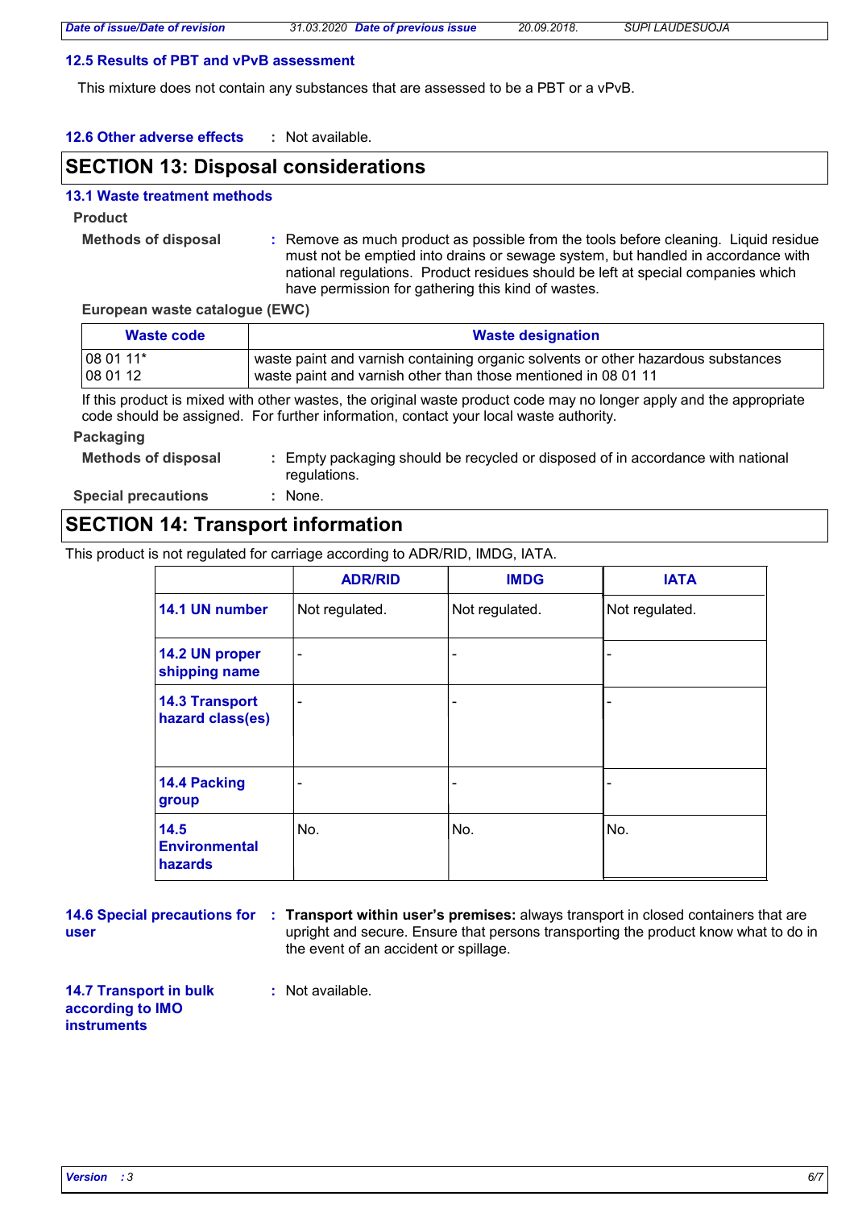### 12.5 Results of PBT and vPvB assessment

This mixture does not contain any substances that are assessed to be a PBT or a vPvB.

**12.6 Other adverse effects** : Not available.

## SECTION 13: Disposal considerations

### 13.1 Waste treatment methods

**Product**

**Methods of disposal** : Remove as much product as possible from the tools before cleaning. Liquid residue must not be emptied into drains or sewage system, but handled in accordance with national regulations. Product residues should be left at special companies which have permission for gathering this kind of wastes.

**European waste catalogue (EWC)**

| Waste code | Waste designation |
|---|---|
| 08 01 11* | waste paint and varnish containing organic solvents or other hazardous substances |
| 08 01 12 | waste paint and varnish other than those mentioned in 08 01 11 |

If this product is mixed with other wastes, the original waste product code may no longer apply and the appropriate code should be assigned. For further information, contact your local waste authority.

**Packaging**

**Methods of disposal** : Empty packaging should be recycled or disposed of in accordance with national regulations.

**Special precautions** : None.

## SECTION 14: Transport information

This product is not regulated for carriage according to ADR/RID, IMDG, IATA.

| | ADR/RID | IMDG | IATA |
|---|---|---|---|
| 14.1 UN number | Not regulated. | Not regulated. | Not regulated. |
| 14.2 UN proper shipping name | - | - | - |
| 14.3 Transport hazard class(es) | - | - | - |
| 14.4 Packing group | - | - | - |
| 14.5 Environmental hazards | No. | No. | No. |

**14.6 Special precautions for user** : **Transport within user's premises:** always transport in closed containers that are upright and secure. Ensure that persons transporting the product know what to do in the event of an accident or spillage.

**14.7 Transport in bulk according to IMO instruments** : Not available.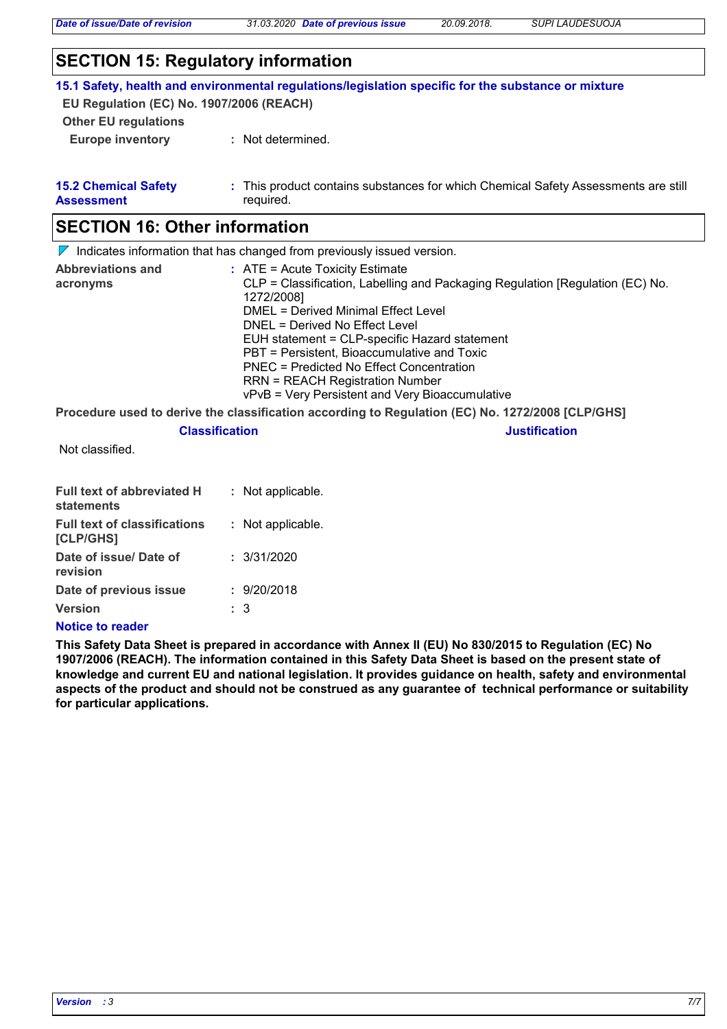## SECTION 15: Regulatory information

### 15.1 Safety, health and environmental regulations/legislation specific for the substance or mixture

**EU Regulation (EC) No. 1907/2006 (REACH)**

**Other EU regulations**

**Europe inventory** : Not determined.

**15.2 Chemical Safety Assessment** : This product contains substances for which Chemical Safety Assessments are still required.

## SECTION 16: Other information

Indicates information that has changed from previously issued version.

**Abbreviations and acronyms** : ATE = Acute Toxicity Estimate
CLP = Classification, Labelling and Packaging Regulation [Regulation (EC) No. 1272/2008]
DMEL = Derived Minimal Effect Level
DNEL = Derived No Effect Level
EUH statement = CLP-specific Hazard statement
PBT = Persistent, Bioaccumulative and Toxic
PNEC = Predicted No Effect Concentration
RRN = REACH Registration Number
vPvB = Very Persistent and Very Bioaccumulative

**Procedure used to derive the classification according to Regulation (EC) No. 1272/2008 [CLP/GHS]**

| Classification | Justification |
| --- | --- |
| Not classified. | |

**Full text of abbreviated H statements** : Not applicable.

**Full text of classifications [CLP/GHS]** : Not applicable.

**Date of issue/ Date of revision** : 3/31/2020

**Date of previous issue** : 9/20/2018

**Version** : 3

### Notice to reader

**This Safety Data Sheet is prepared in accordance with Annex II (EU) No 830/2015 to Regulation (EC) No 1907/2006 (REACH). The information contained in this Safety Data Sheet is based on the present state of knowledge and current EU and national legislation. It provides guidance on health, safety and environmental aspects of the product and should not be construed as any guarantee of technical performance or suitability for particular applications.**